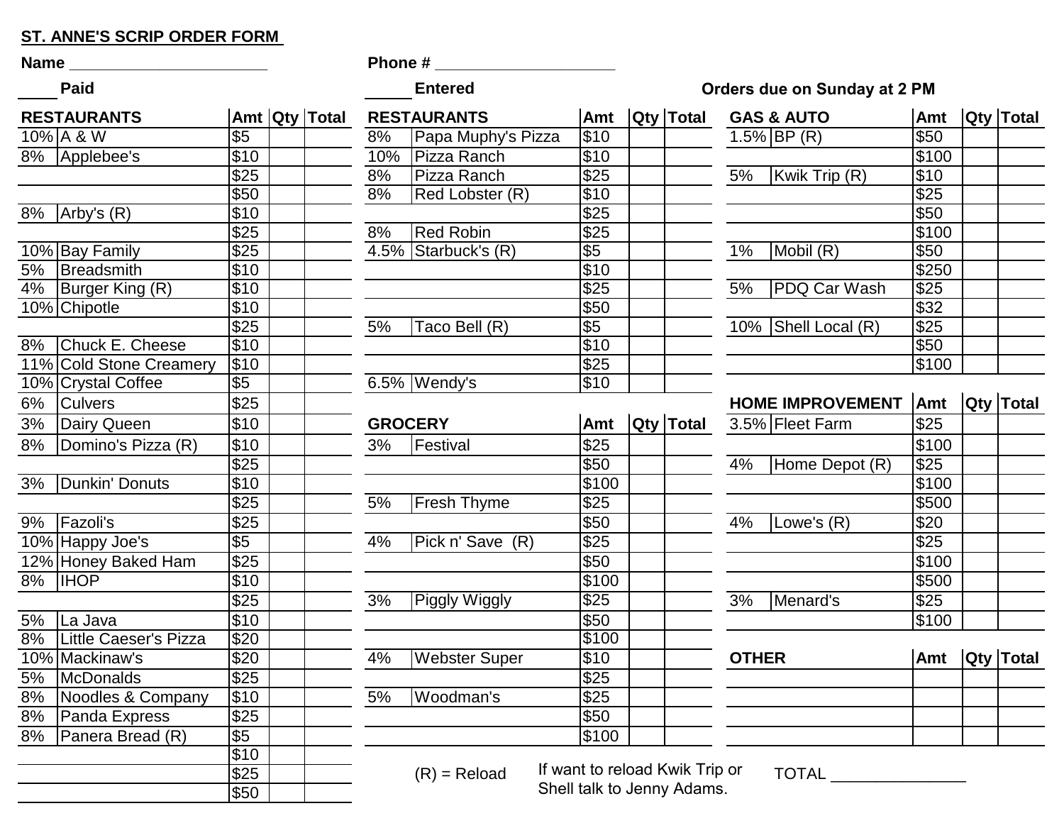**ST. ANNE'S SCRIP ORDER FORM**

**Name** ______________________ **Phone #** ____________________

____ **Paid** _____ **Entered** **Orders due on Sunday at 2 PM**

| RESTAURANTS | | Amt | Qty | Total |
|---|---|---|---|---|
| 10% | A & W | $5 | | |
| 8% | Applebee's | $10 | | |
| | | $25 | | |
| | | $50 | | |
| 8% | Arby's (R) | $10 | | |
| | | $25 | | |
| 10% | Bay Family | $25 | | |
| 5% | Breadsmith | $10 | | |
| 4% | Burger King (R) | $10 | | |
| 10% | Chipotle | $10 | | |
| | | $25 | | |
| 8% | Chuck E. Cheese | $10 | | |
| 11% | Cold Stone Creamery | $10 | | |
| 10% | Crystal Coffee | $5 | | |
| 6% | Culvers | $25 | | |
| 3% | Dairy Queen | $10 | | |
| 8% | Domino's Pizza (R) | $10 | | |
| | | $25 | | |
| 3% | Dunkin' Donuts | $10 | | |
| | | $25 | | |
| 9% | Fazoli's | $25 | | |
| 10% | Happy Joe's | $5 | | |
| 12% | Honey Baked Ham | $25 | | |
| 8% | IHOP | $10 | | |
| | | $25 | | |
| 5% | La Java | $10 | | |
| 8% | Little Caeser's Pizza | $20 | | |
| 10% | Mackinaw's | $20 | | |
| 5% | McDonalds | $25 | | |
| 8% | Noodles & Company | $10 | | |
| 8% | Panda Express | $25 | | |
| 8% | Panera Bread (R) | $5 | | |
| | | $10 | | |
| | | $25 | | |
| | | $50 | | |

| RESTAURANTS | | Amt | Qty | Total |
|---|---|---|---|---|
| 8% | Papa Muphy's Pizza | $10 | | |
| 10% | Pizza Ranch | $10 | | |
| 8% | Pizza Ranch | $25 | | |
| 8% | Red Lobster (R) | $10 | | |
| | | $25 | | |
| 8% | Red Robin | $25 | | |
| 4.5% | Starbuck's (R) | $5 | | |
| | | $10 | | |
| | | $25 | | |
| | | $50 | | |
| 5% | Taco Bell (R) | $5 | | |
| | | $10 | | |
| | | $25 | | |
| 6.5% | Wendy's | $10 | | |

| GROCERY | | Amt | Qty | Total |
|---|---|---|---|---|
| 3% | Festival | $25 | | |
| | | $50 | | |
| | | $100 | | |
| 5% | Fresh Thyme | $25 | | |
| | | $50 | | |
| 4% | Pick n' Save (R) | $25 | | |
| | | $50 | | |
| | | $100 | | |
| 3% | Piggly Wiggly | $25 | | |
| | | $50 | | |
| | | $100 | | |
| 4% | Webster Super | $10 | | |
| | | $25 | | |
| 5% | Woodman's | $25 | | |
| | | $50 | | |
| | | $100 | | |

| GAS & AUTO | | Amt | Qty | Total |
|---|---|---|---|---|
| 1.5% | BP (R) | $50 | | |
| | | $100 | | |
| 5% | Kwik Trip (R) | $10 | | |
| | | $25 | | |
| | | $50 | | |
| | | $100 | | |
| 1% | Mobil (R) | $50 | | |
| | | $250 | | |
| 5% | PDQ Car Wash | $25 | | |
| | | $32 | | |
| 10% | Shell Local (R) | $25 | | |
| | | $50 | | |
| | | $100 | | |

| HOME IMPROVEMENT | | Amt | Qty | Total |
|---|---|---|---|---|
| 3.5% | Fleet Farm | $25 | | |
| | | $100 | | |
| 4% | Home Depot (R) | $25 | | |
| | | $100 | | |
| | | $500 | | |
| 4% | Lowe's (R) | $20 | | |
| | | $25 | | |
| | | $100 | | |
| | | $500 | | |
| 3% | Menard's | $25 | | |
| | | $100 | | |

| OTHER | Amt | Qty | Total |
|---|---|---|---|
| | | | |
| | | | |
| | | | |
| | | | |

(R) = Reload

If want to reload Kwik Trip or Shell talk to Jenny Adams.

TOTAL _______________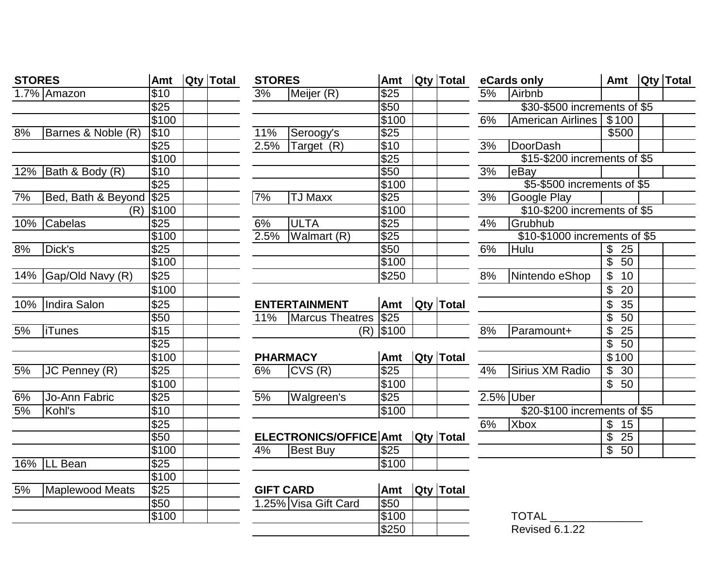| STORES | | Amt | Qty | Total |
|---|---|---|---|---|
| 1.7% | Amazon | $10 | | |
| | | $25 | | |
| | | $100 | | |
| 8% | Barnes & Noble (R) | $10 | | |
| | | $25 | | |
| | | $100 | | |
| 12% | Bath & Body (R) | $10 | | |
| | | $25 | | |
| 7% | Bed, Bath & Beyond (R) | $25 | | |
| | | $100 | | |
| 10% | Cabelas | $25 | | |
| | | $100 | | |
| 8% | Dick's | $25 | | |
| | | $100 | | |
| 14% | Gap/Old Navy (R) | $25 | | |
| | | $100 | | |
| 10% | Indira Salon | $25 | | |
| | | $50 | | |
| 5% | iTunes | $15 | | |
| | | $25 | | |
| | | $100 | | |
| 5% | JC Penney (R) | $25 | | |
| | | $100 | | |
| 6% | Jo-Ann Fabric | $25 | | |
| 5% | Kohl's | $10 | | |
| | | $25 | | |
| | | $50 | | |
| | | $100 | | |
| 16% | LL Bean | $25 | | |
| | | $100 | | |
| 5% | Maplewood Meats | $25 | | |
| | | $50 | | |
| | | $100 | | |

| STORES | | Amt | Qty | Total |
|---|---|---|---|---|
| 3% | Meijer (R) | $25 | | |
| | | $50 | | |
| | | $100 | | |
| 11% | Seroogy's | $25 | | |
| 2.5% | Target (R) | $10 | | |
| | | $25 | | |
| | | $50 | | |
| | | $100 | | |
| 7% | TJ Maxx | $25 | | |
| | | $100 | | |
| 6% | ULTA | $25 | | |
| 2.5% | Walmart (R) | $25 | | |
| | | $50 | | |
| | | $100 | | |
| | | $250 | | |

| ENTERTAINMENT | | Amt | Qty | Total |
|---|---|---|---|---|
| 11% | Marcus Theatres (R) | $25 | | |
| | | $100 | | |

| PHARMACY | | Amt | Qty | Total |
|---|---|---|---|---|
| 6% | CVS (R) | $25 | | |
| | | $100 | | |
| 5% | Walgreen's | $25 | | |
| | | $100 | | |

| ELECTRONICS/OFFICE | | Amt | Qty | Total |
|---|---|---|---|---|
| 4% | Best Buy | $25 | | |
| | | $100 | | |

| GIFT CARD | | Amt | Qty | Total |
|---|---|---|---|---|
| 1.25% | Visa Gift Card | $50 | | |
| | | $100 | | |
| | | $250 | | |

| eCards only | | Amt | Qty | Total |
|---|---|---|---|---|
| 5% | Airbnb | | | |
| | $30-$500 increments of $5 | | | |
| 6% | American Airlines | $100 | | |
| | | $500 | | |
| 3% | DoorDash | | | |
| | $15-$200 increments of $5 | | | |
| 3% | eBay | | | |
| | $5-$500 increments of $5 | | | |
| 3% | Google Play | | | |
| | $10-$200 increments of $5 | | | |
| 4% | Grubhub | | | |
| | $10-$1000 increments of $5 | | | |
| 6% | Hulu | $ 25 | | |
| | | $ 50 | | |
| 8% | Nintendo eShop | $ 10 | | |
| | | $ 20 | | |
| | | $ 35 | | |
| | | $ 50 | | |
| 8% | Paramount+ | $ 25 | | |
| | | $ 50 | | |
| | | $100 | | |
| 4% | Sirius XM Radio | $ 30 | | |
| | | $ 50 | | |
| 2.5% | Uber | | | |
| | $20-$100 increments of $5 | | | |
| 6% | Xbox | $ 15 | | |
| | | $ 25 | | |
| | | $ 50 | | |

TOTAL _______________

Revised 6.1.22